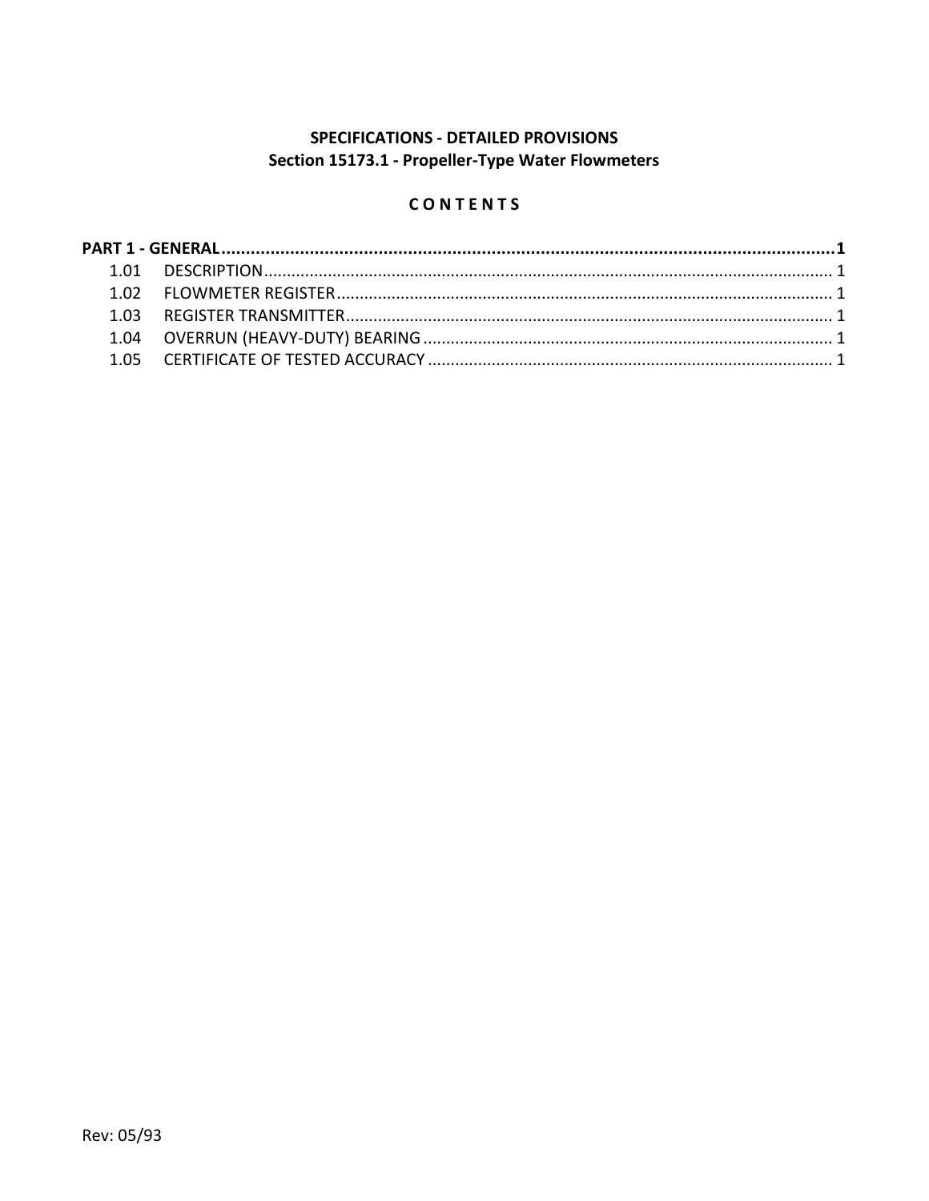**SPECIFICATIONS - DETAILED PROVISIONS**
**Section 15173.1 - Propeller-Type Water Flowmeters**

**C O N T E N T S**

**PART 1 - GENERAL....................................................................................................................1**

1.01 DESCRIPTION.............................................................................................................1
1.02 FLOWMETER REGISTER.............................................................................................1
1.03 REGISTER TRANSMITTER...........................................................................................1
1.04 OVERRUN (HEAVY-DUTY) BEARING...........................................................................1
1.05 CERTIFICATE OF TESTED ACCURACY.........................................................................1

Rev: 05/93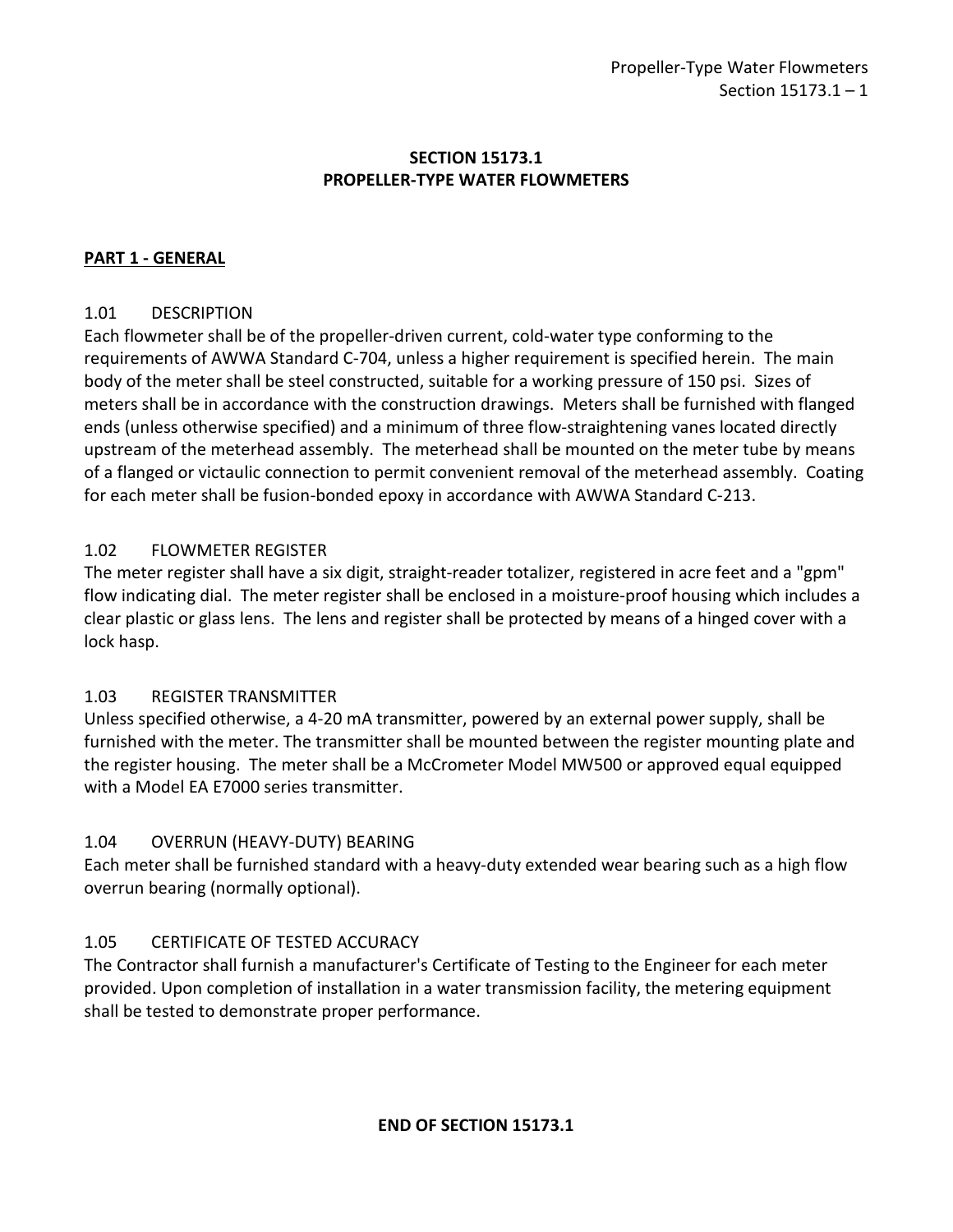# SECTION 15173.1
# PROPELLER-TYPE WATER FLOWMETERS

## PART 1 - GENERAL

### 1.01 DESCRIPTION

Each flowmeter shall be of the propeller-driven current, cold-water type conforming to the requirements of AWWA Standard C-704, unless a higher requirement is specified herein. The main body of the meter shall be steel constructed, suitable for a working pressure of 150 psi. Sizes of meters shall be in accordance with the construction drawings. Meters shall be furnished with flanged ends (unless otherwise specified) and a minimum of three flow-straightening vanes located directly upstream of the meterhead assembly. The meterhead shall be mounted on the meter tube by means of a flanged or victaulic connection to permit convenient removal of the meterhead assembly. Coating for each meter shall be fusion-bonded epoxy in accordance with AWWA Standard C-213.

### 1.02 FLOWMETER REGISTER

The meter register shall have a six digit, straight-reader totalizer, registered in acre feet and a "gpm" flow indicating dial. The meter register shall be enclosed in a moisture-proof housing which includes a clear plastic or glass lens. The lens and register shall be protected by means of a hinged cover with a lock hasp.

### 1.03 REGISTER TRANSMITTER

Unless specified otherwise, a 4-20 mA transmitter, powered by an external power supply, shall be furnished with the meter. The transmitter shall be mounted between the register mounting plate and the register housing. The meter shall be a McCrometer Model MW500 or approved equal equipped with a Model EA E7000 series transmitter.

### 1.04 OVERRUN (HEAVY-DUTY) BEARING

Each meter shall be furnished standard with a heavy-duty extended wear bearing such as a high flow overrun bearing (normally optional).

### 1.05 CERTIFICATE OF TESTED ACCURACY

The Contractor shall furnish a manufacturer's Certificate of Testing to the Engineer for each meter provided. Upon completion of installation in a water transmission facility, the metering equipment shall be tested to demonstrate proper performance.

**END OF SECTION 15173.1**